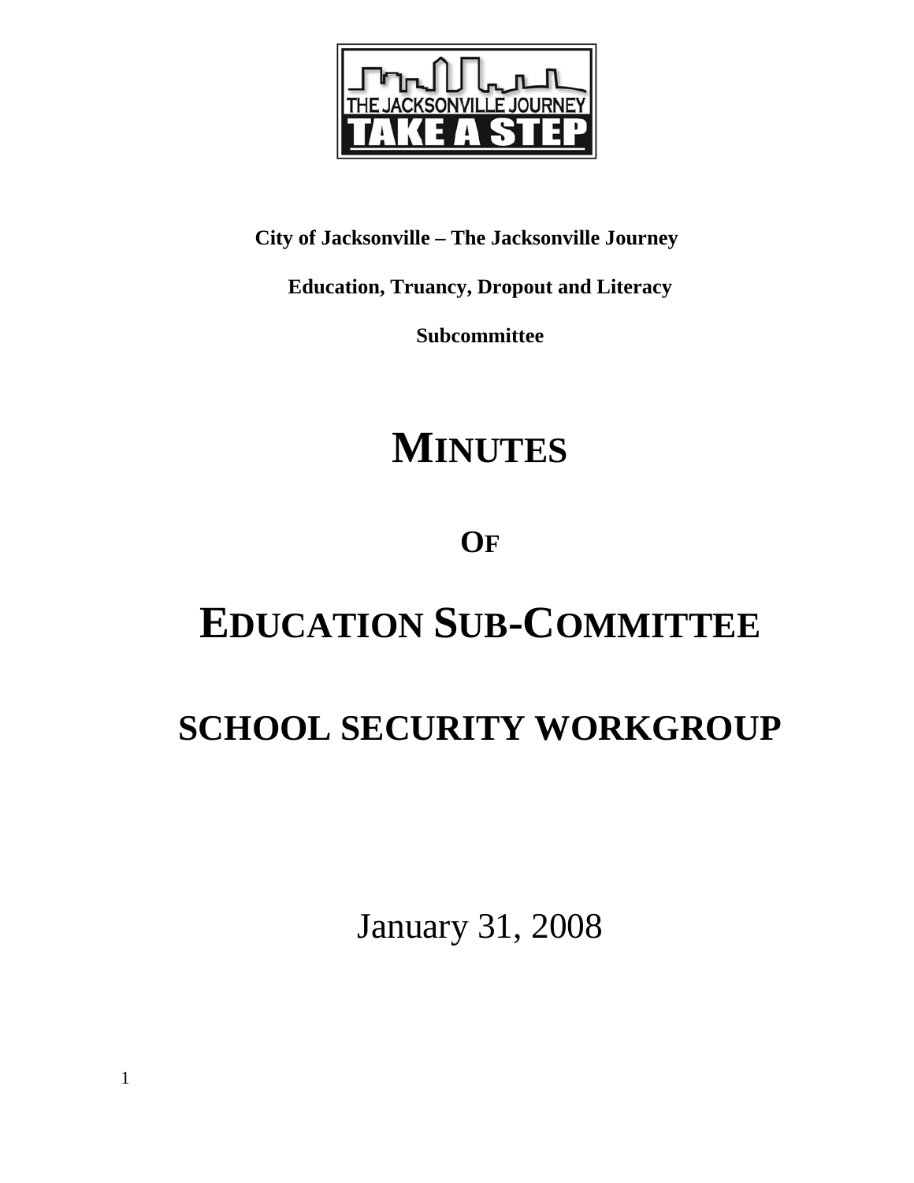**City of Jacksonville – The Jacksonville Journey**

**Education, Truancy, Dropout and Literacy**

**Subcommittee**

# MINUTES

## OF

# EDUCATION SUB-COMMITTEE

# SCHOOL SECURITY WORKGROUP

January 31, 2008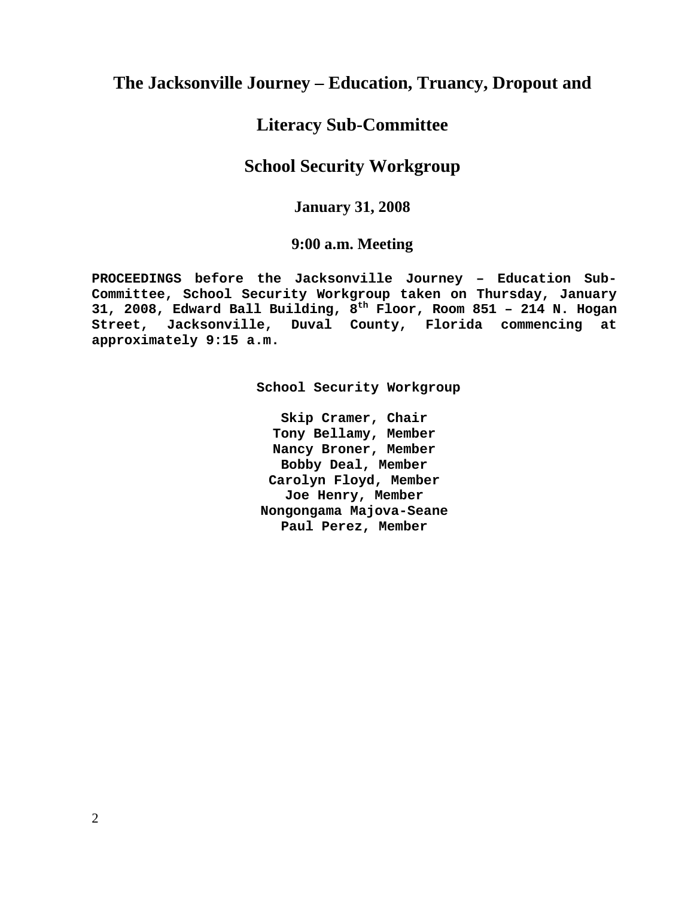# The Jacksonville Journey – Education, Truancy, Dropout and Literacy Sub-Committee

## School Security Workgroup

### January 31, 2008

### 9:00 a.m. Meeting

**PROCEEDINGS before the Jacksonville Journey – Education Sub-Committee, School Security Workgroup taken on Thursday, January 31, 2008, Edward Ball Building, 8th Floor, Room 851 – 214 N. Hogan Street, Jacksonville, Duval County, Florida commencing at approximately 9:15 a.m.**

**School Security Workgroup**

**Skip Cramer, Chair**
**Tony Bellamy, Member**
**Nancy Broner, Member**
**Bobby Deal, Member**
**Carolyn Floyd, Member**
**Joe Henry, Member**
**Nongongama Majova-Seane**
**Paul Perez, Member**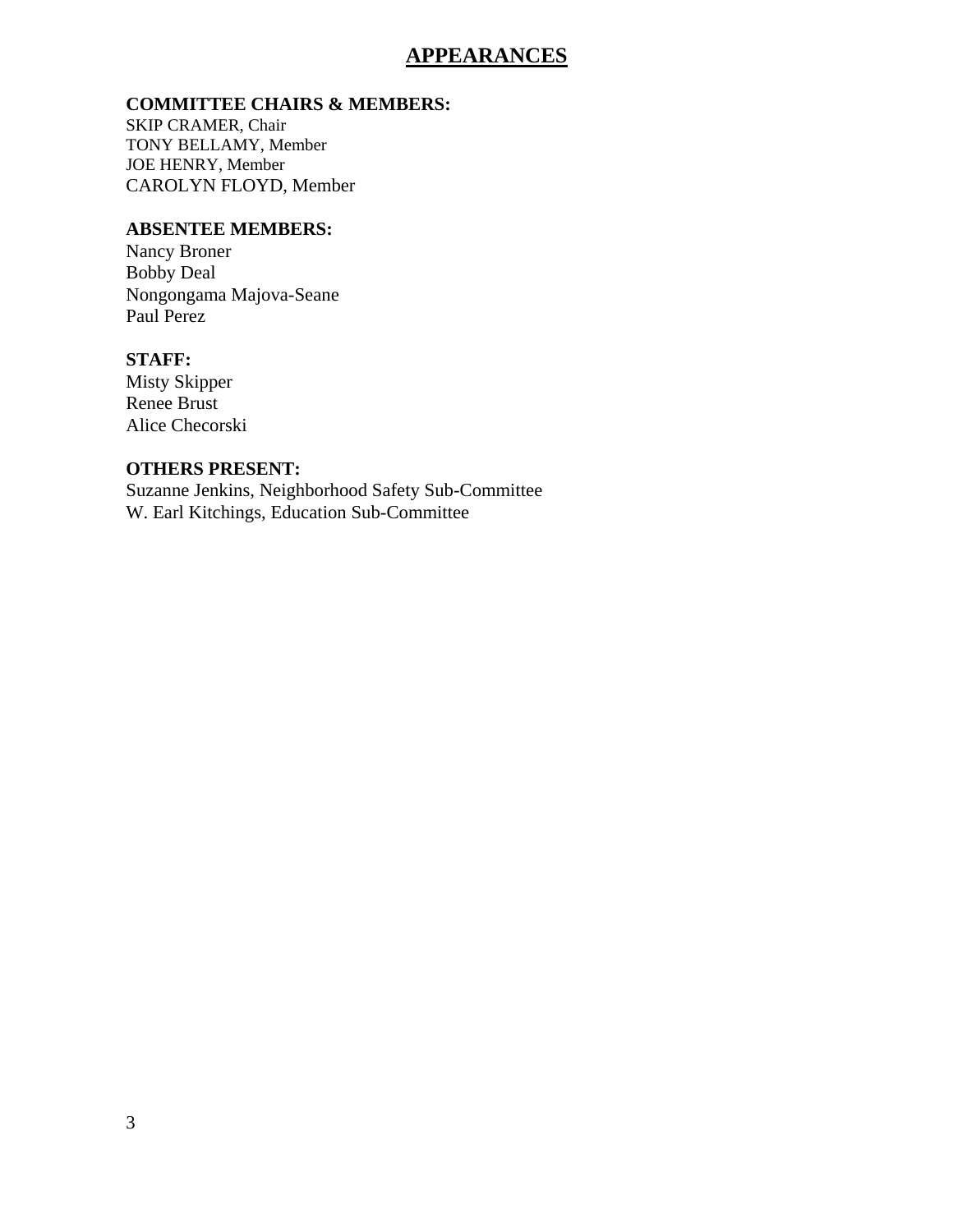# APPEARANCES

**COMMITTEE CHAIRS & MEMBERS:**
SKIP CRAMER, Chair
TONY BELLAMY, Member
JOE HENRY, Member
CAROLYN FLOYD, Member

**ABSENTEE MEMBERS:**
Nancy Broner
Bobby Deal
Nongongama Majova-Seane
Paul Perez

**STAFF:**
Misty Skipper
Renee Brust
Alice Checorski

**OTHERS PRESENT:**
Suzanne Jenkins, Neighborhood Safety Sub-Committee
W. Earl Kitchings, Education Sub-Committee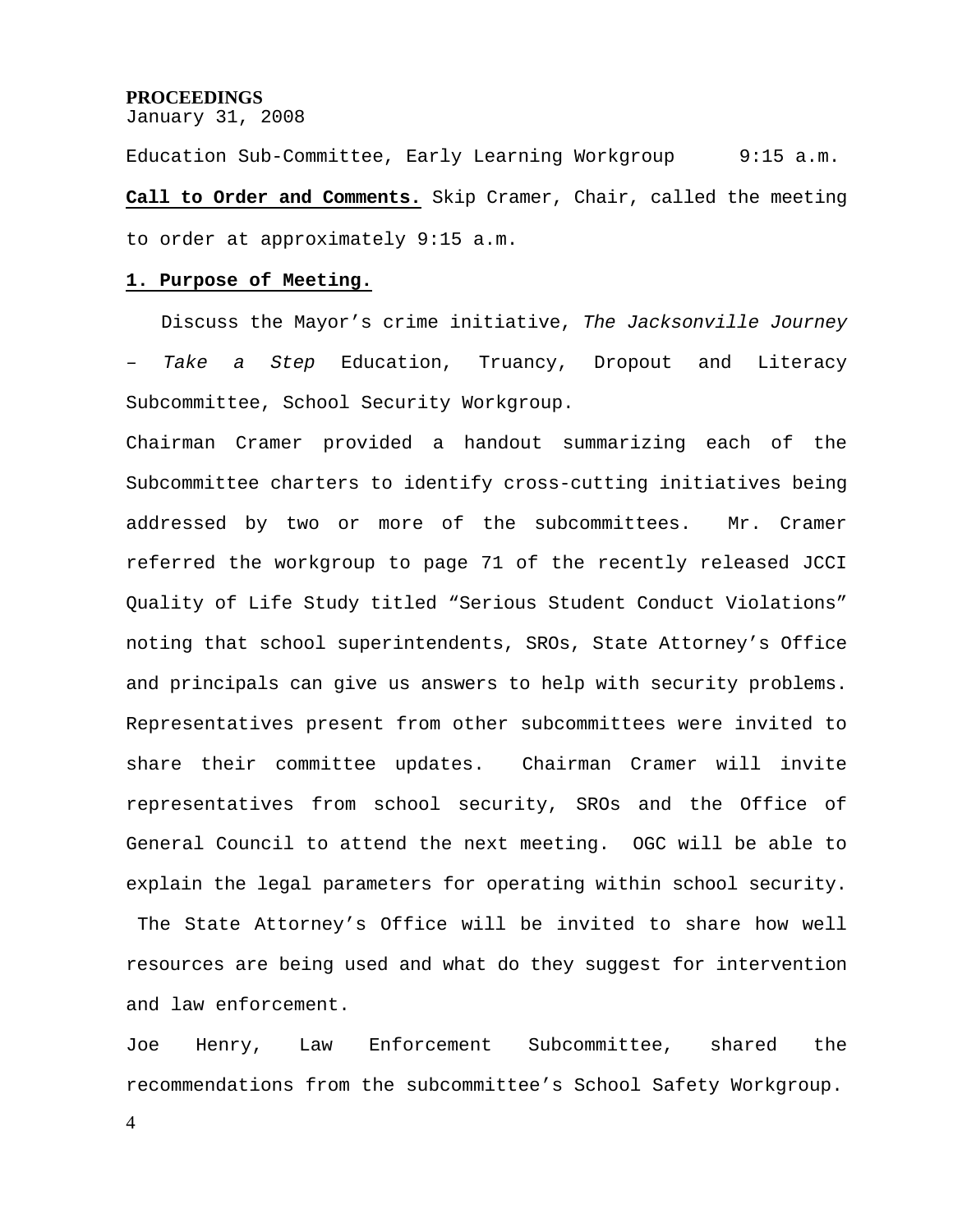**PROCEEDINGS**
January 31, 2008

Education Sub-Committee, Early Learning Workgroup 9:15 a.m.

**Call to Order and Comments.** Skip Cramer, Chair, called the meeting to order at approximately 9:15 a.m.

**1. Purpose of Meeting.**

Discuss the Mayor's crime initiative, *The Jacksonville Journey – Take a Step* Education, Truancy, Dropout and Literacy Subcommittee, School Security Workgroup.

Chairman Cramer provided a handout summarizing each of the Subcommittee charters to identify cross-cutting initiatives being addressed by two or more of the subcommittees. Mr. Cramer referred the workgroup to page 71 of the recently released JCCI Quality of Life Study titled "Serious Student Conduct Violations" noting that school superintendents, SROs, State Attorney's Office and principals can give us answers to help with security problems. Representatives present from other subcommittees were invited to share their committee updates. Chairman Cramer will invite representatives from school security, SROs and the Office of General Council to attend the next meeting. OGC will be able to explain the legal parameters for operating within school security. The State Attorney's Office will be invited to share how well resources are being used and what do they suggest for intervention and law enforcement.

Joe Henry, Law Enforcement Subcommittee, shared the recommendations from the subcommittee's School Safety Workgroup.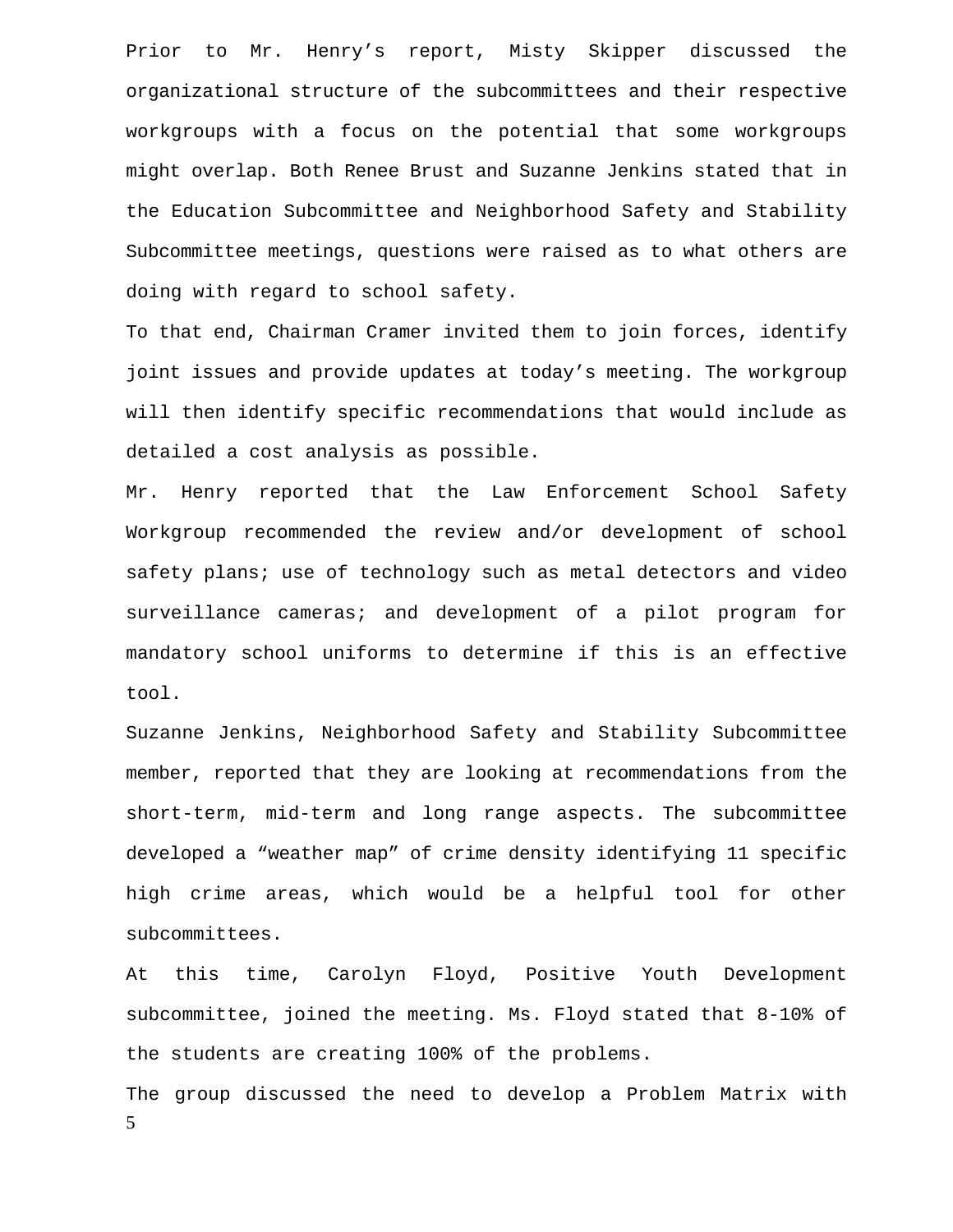Prior to Mr. Henry's report, Misty Skipper discussed the organizational structure of the subcommittees and their respective workgroups with a focus on the potential that some workgroups might overlap. Both Renee Brust and Suzanne Jenkins stated that in the Education Subcommittee and Neighborhood Safety and Stability Subcommittee meetings, questions were raised as to what others are doing with regard to school safety.

To that end, Chairman Cramer invited them to join forces, identify joint issues and provide updates at today's meeting. The workgroup will then identify specific recommendations that would include as detailed a cost analysis as possible.

Mr. Henry reported that the Law Enforcement School Safety Workgroup recommended the review and/or development of school safety plans; use of technology such as metal detectors and video surveillance cameras; and development of a pilot program for mandatory school uniforms to determine if this is an effective tool.

Suzanne Jenkins, Neighborhood Safety and Stability Subcommittee member, reported that they are looking at recommendations from the short-term, mid-term and long range aspects. The subcommittee developed a "weather map" of crime density identifying 11 specific high crime areas, which would be a helpful tool for other subcommittees.

At this time, Carolyn Floyd, Positive Youth Development subcommittee, joined the meeting. Ms. Floyd stated that 8-10% of the students are creating 100% of the problems.

The group discussed the need to develop a Problem Matrix with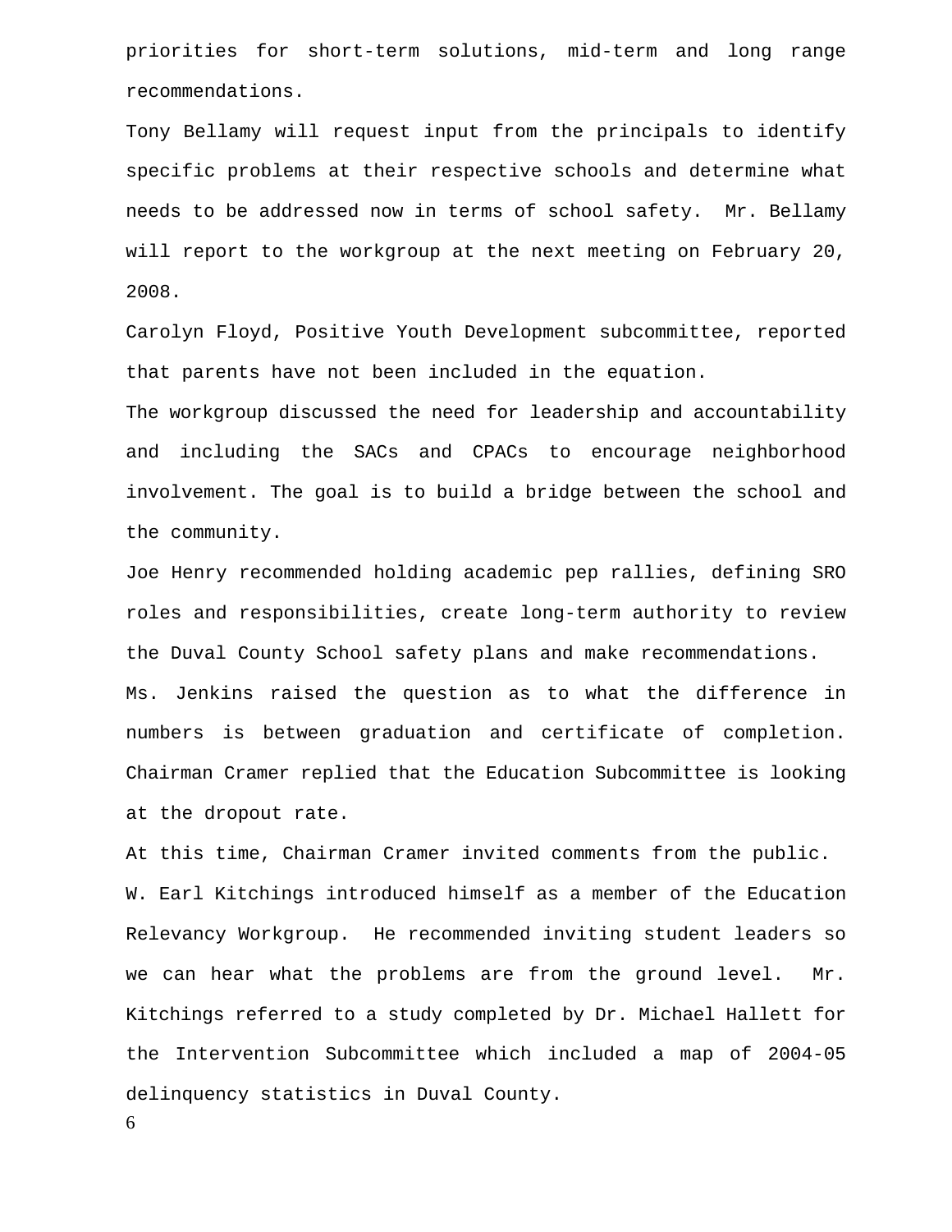priorities for short-term solutions, mid-term and long range recommendations.

Tony Bellamy will request input from the principals to identify specific problems at their respective schools and determine what needs to be addressed now in terms of school safety. Mr. Bellamy will report to the workgroup at the next meeting on February 20, 2008.

Carolyn Floyd, Positive Youth Development subcommittee, reported that parents have not been included in the equation.

The workgroup discussed the need for leadership and accountability and including the SACs and CPACs to encourage neighborhood involvement. The goal is to build a bridge between the school and the community.

Joe Henry recommended holding academic pep rallies, defining SRO roles and responsibilities, create long-term authority to review the Duval County School safety plans and make recommendations.

Ms. Jenkins raised the question as to what the difference in numbers is between graduation and certificate of completion. Chairman Cramer replied that the Education Subcommittee is looking at the dropout rate.

At this time, Chairman Cramer invited comments from the public.

W. Earl Kitchings introduced himself as a member of the Education Relevancy Workgroup. He recommended inviting student leaders so we can hear what the problems are from the ground level. Mr. Kitchings referred to a study completed by Dr. Michael Hallett for the Intervention Subcommittee which included a map of 2004-05 delinquency statistics in Duval County.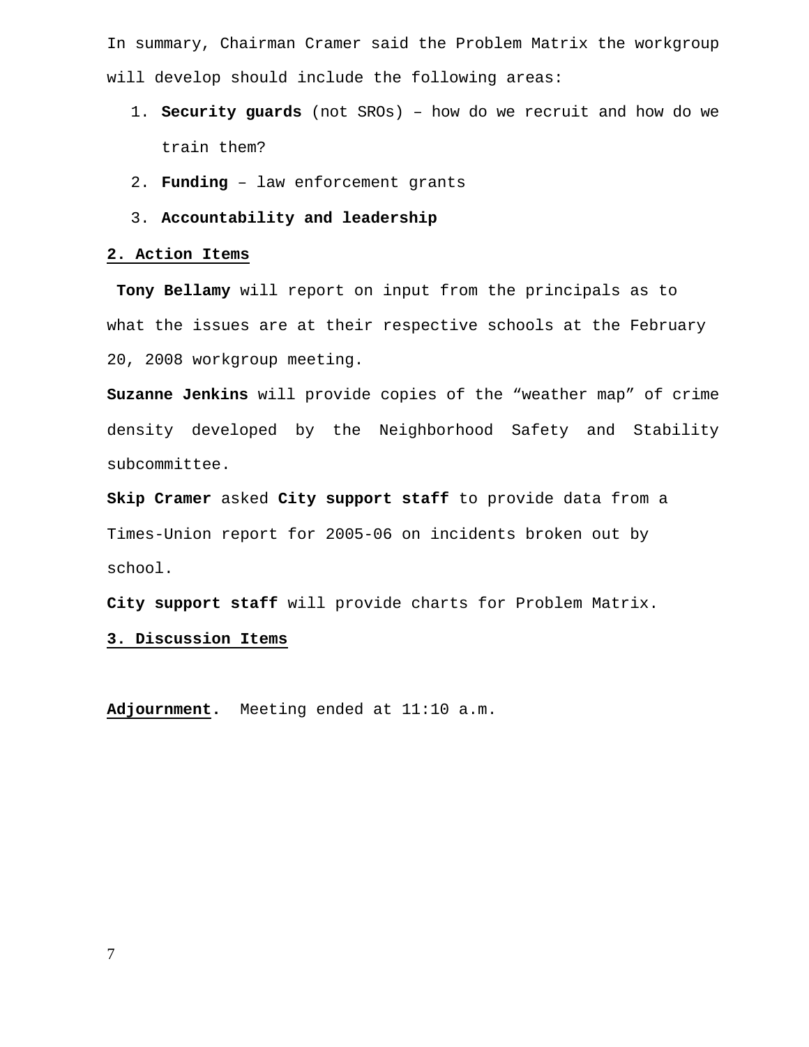In summary, Chairman Cramer said the Problem Matrix the workgroup will develop should include the following areas:

1. **Security guards** (not SROs) – how do we recruit and how do we train them?
2. **Funding** – law enforcement grants
3. **Accountability and leadership**

## 2. Action Items

**Tony Bellamy** will report on input from the principals as to what the issues are at their respective schools at the February 20, 2008 workgroup meeting.

**Suzanne Jenkins** will provide copies of the "weather map" of crime density developed by the Neighborhood Safety and Stability subcommittee.

**Skip Cramer** asked **City support staff** to provide data from a Times-Union report for 2005-06 on incidents broken out by school.

**City support staff** will provide charts for Problem Matrix.

## 3. Discussion Items

**Adjournment.** Meeting ended at 11:10 a.m.